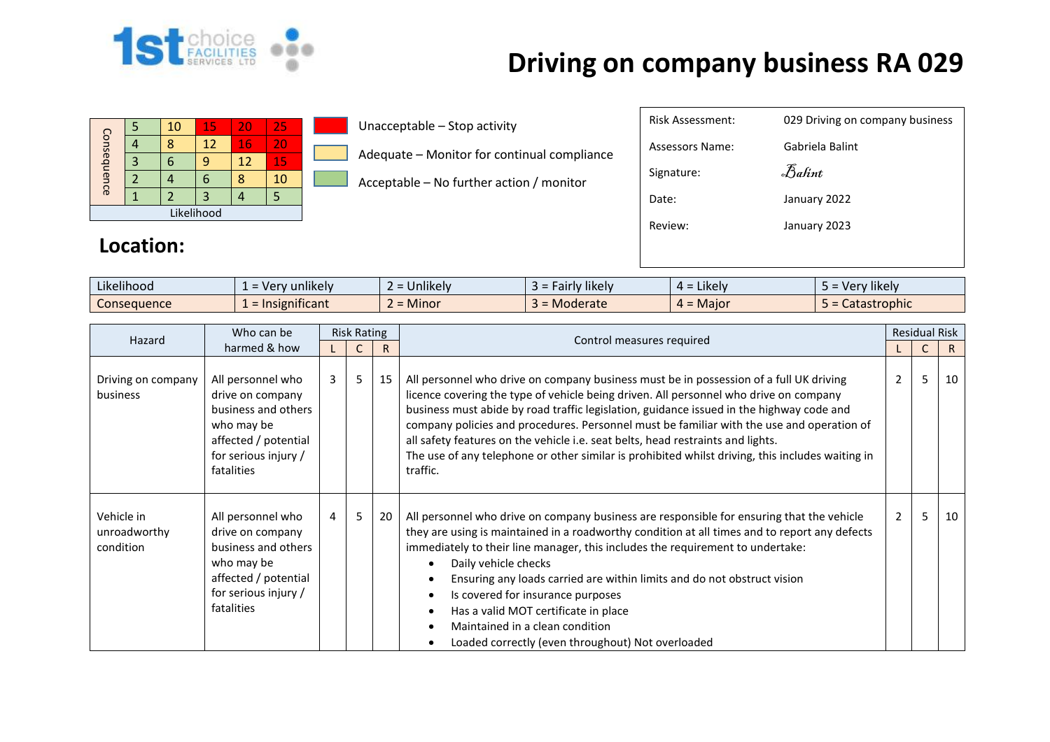# Driving on company business RA 029

| Consequence | | | | | |
|---|---|---|---|---|---|
| | 5 | 10 | 15 | 20 | 25 |
| | 4 | 8 | 12 | 16 | 20 |
| | 3 | 6 | 9 | 12 | 15 |
| | 2 | 4 | 6 | 8 | 10 |
| | 1 | 2 | 3 | 4 | 5 |
| Likelihood | | | | | |

- Unacceptable – Stop activity
- Adequate – Monitor for continual compliance
- Acceptable – No further action / monitor

| | |
|---|---|
| Risk Assessment: | 029 Driving on company business |
| Assessors Name: | Gabriela Balint |
| Signature: | Balint |
| Date: | January 2022 |
| Review: | January 2023 |

## Location:

| Likelihood | 1 = Very unlikely | 2 = Unlikely | 3 = Fairly likely | 4 = Likely | 5 = Very likely |
|---|---|---|---|---|---|
| Consequence | 1 = Insignificant | 2 = Minor | 3 = Moderate | 4 = Major | 5 = Catastrophic |

| Hazard | Who can be harmed & how | Risk Rating | | | Control measures required | Residual Risk | | |
|---|---|---|---|---|---|---|---|---|
| | | L | C | R | | L | C | R |
| Driving on company business | All personnel who drive on company business and others who may be affected / potential for serious injury / fatalities | 3 | 5 | 15 | All personnel who drive on company business must be in possession of a full UK driving licence covering the type of vehicle being driven. All personnel who drive on company business must abide by road traffic legislation, guidance issued in the highway code and company policies and procedures. Personnel must be familiar with the use and operation of all safety features on the vehicle i.e. seat belts, head restraints and lights.<br>The use of any telephone or other similar is prohibited whilst driving, this includes waiting in traffic. | 2 | 5 | 10 |
| Vehicle in unroadworthy condition | All personnel who drive on company business and others who may be affected / potential for serious injury / fatalities | 4 | 5 | 20 | All personnel who drive on company business are responsible for ensuring that the vehicle they are using is maintained in a roadworthy condition at all times and to report any defects immediately to their line manager, this includes the requirement to undertake:<br>• Daily vehicle checks<br>• Ensuring any loads carried are within limits and do not obstruct vision<br>• Is covered for insurance purposes<br>• Has a valid MOT certificate in place<br>• Maintained in a clean condition<br>• Loaded correctly (even throughout) Not overloaded | 2 | 5 | 10 |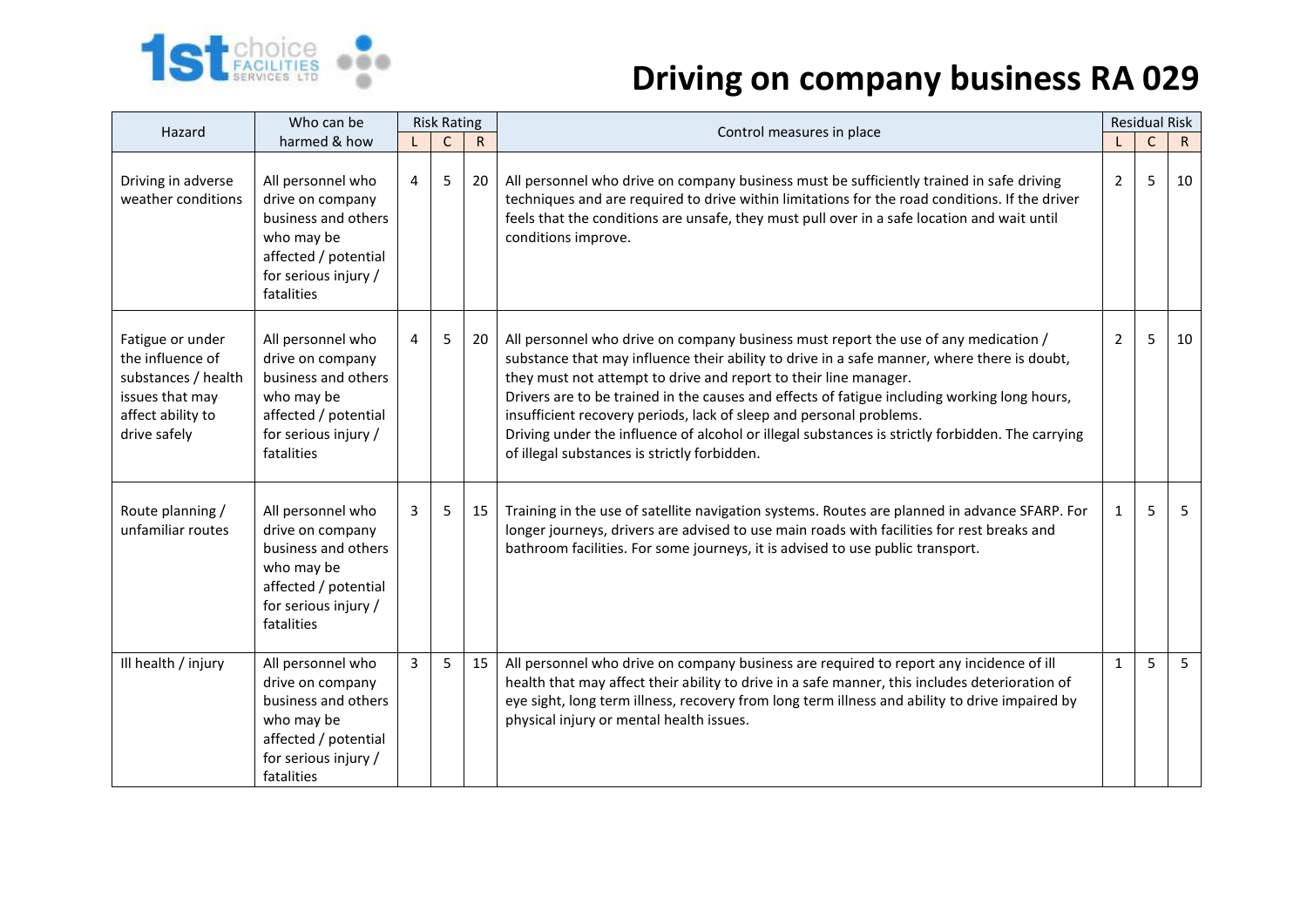# Driving on company business RA 029

| Hazard | Who can be harmed & how | Risk Rating | | | Control measures in place | Residual Risk | | |
|---|---|---|---|---|---|---|---|---|
| | | L | C | R | | L | C | R |
| Driving in adverse weather conditions | All personnel who drive on company business and others who may be affected / potential for serious injury / fatalities | 4 | 5 | 20 | All personnel who drive on company business must be sufficiently trained in safe driving techniques and are required to drive within limitations for the road conditions. If the driver feels that the conditions are unsafe, they must pull over in a safe location and wait until conditions improve. | 2 | 5 | 10 |
| Fatigue or under the influence of substances / health issues that may affect ability to drive safely | All personnel who drive on company business and others who may be affected / potential for serious injury / fatalities | 4 | 5 | 20 | All personnel who drive on company business must report the use of any medication / substance that may influence their ability to drive in a safe manner, where there is doubt, they must not attempt to drive and report to their line manager.<br>Drivers are to be trained in the causes and effects of fatigue including working long hours, insufficient recovery periods, lack of sleep and personal problems.<br>Driving under the influence of alcohol or illegal substances is strictly forbidden. The carrying of illegal substances is strictly forbidden. | 2 | 5 | 10 |
| Route planning / unfamiliar routes | All personnel who drive on company business and others who may be affected / potential for serious injury / fatalities | 3 | 5 | 15 | Training in the use of satellite navigation systems. Routes are planned in advance SFARP. For longer journeys, drivers are advised to use main roads with facilities for rest breaks and bathroom facilities. For some journeys, it is advised to use public transport. | 1 | 5 | 5 |
| Ill health / injury | All personnel who drive on company business and others who may be affected / potential for serious injury / fatalities | 3 | 5 | 15 | All personnel who drive on company business are required to report any incidence of ill health that may affect their ability to drive in a safe manner, this includes deterioration of eye sight, long term illness, recovery from long term illness and ability to drive impaired by physical injury or mental health issues. | 1 | 5 | 5 |